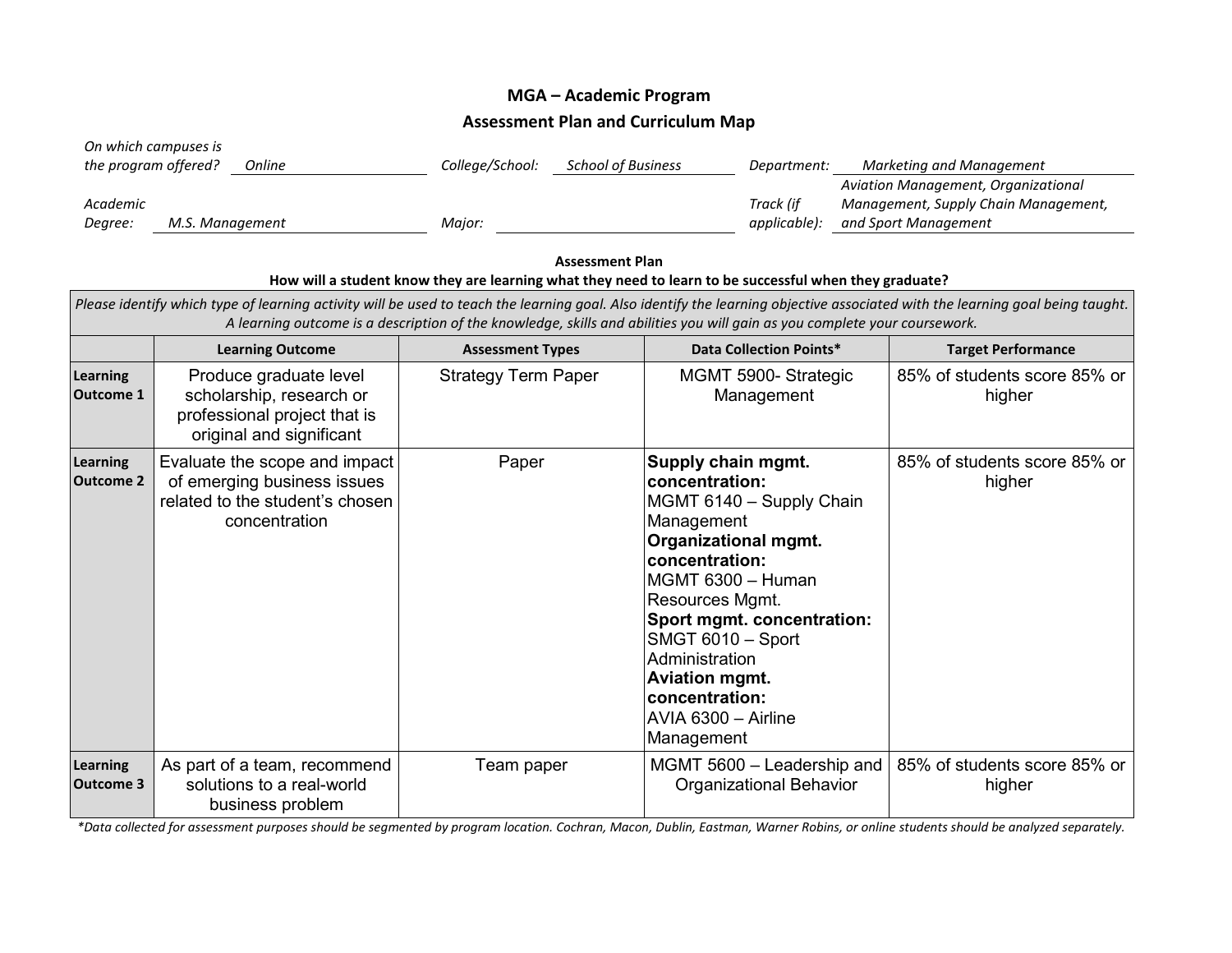# MGA – Academic Program

## Assessment Plan and Curriculum Map

*On which campuses is the program offered?* *Online*

*College/School:* *School of Business*

*Department:* *Marketing and Management*

*Academic Degree:* *M.S. Management*

*Major:*

*Track (if applicable):* *Aviation Management, Organizational Management, Supply Chain Management, and Sport Management*

**Assessment Plan**

**How will a student know they are learning what they need to learn to be successful when they graduate?**

*Please identify which type of learning activity will be used to teach the learning goal. Also identify the learning objective associated with the learning goal being taught. A learning outcome is a description of the knowledge, skills and abilities you will gain as you complete your coursework.*

| | Learning Outcome | Assessment Types | Data Collection Points* | Target Performance |
|---|---|---|---|---|
| **Learning Outcome 1** | Produce graduate level scholarship, research or professional project that is original and significant | Strategy Term Paper | MGMT 5900- Strategic Management | 85% of students score 85% or higher |
| **Learning Outcome 2** | Evaluate the scope and impact of emerging business issues related to the student's chosen concentration | Paper | **Supply chain mgmt. concentration:** MGMT 6140 – Supply Chain Management **Organizational mgmt. concentration:** MGMT 6300 – Human Resources Mgmt. **Sport mgmt. concentration:** SMGT 6010 – Sport Administration **Aviation mgmt. concentration:** AVIA 6300 – Airline Management | 85% of students score 85% or higher |
| **Learning Outcome 3** | As part of a team, recommend solutions to a real-world business problem | Team paper | MGMT 5600 – Leadership and Organizational Behavior | 85% of students score 85% or higher |

*\*Data collected for assessment purposes should be segmented by program location. Cochran, Macon, Dublin, Eastman, Warner Robins, or online students should be analyzed separately.*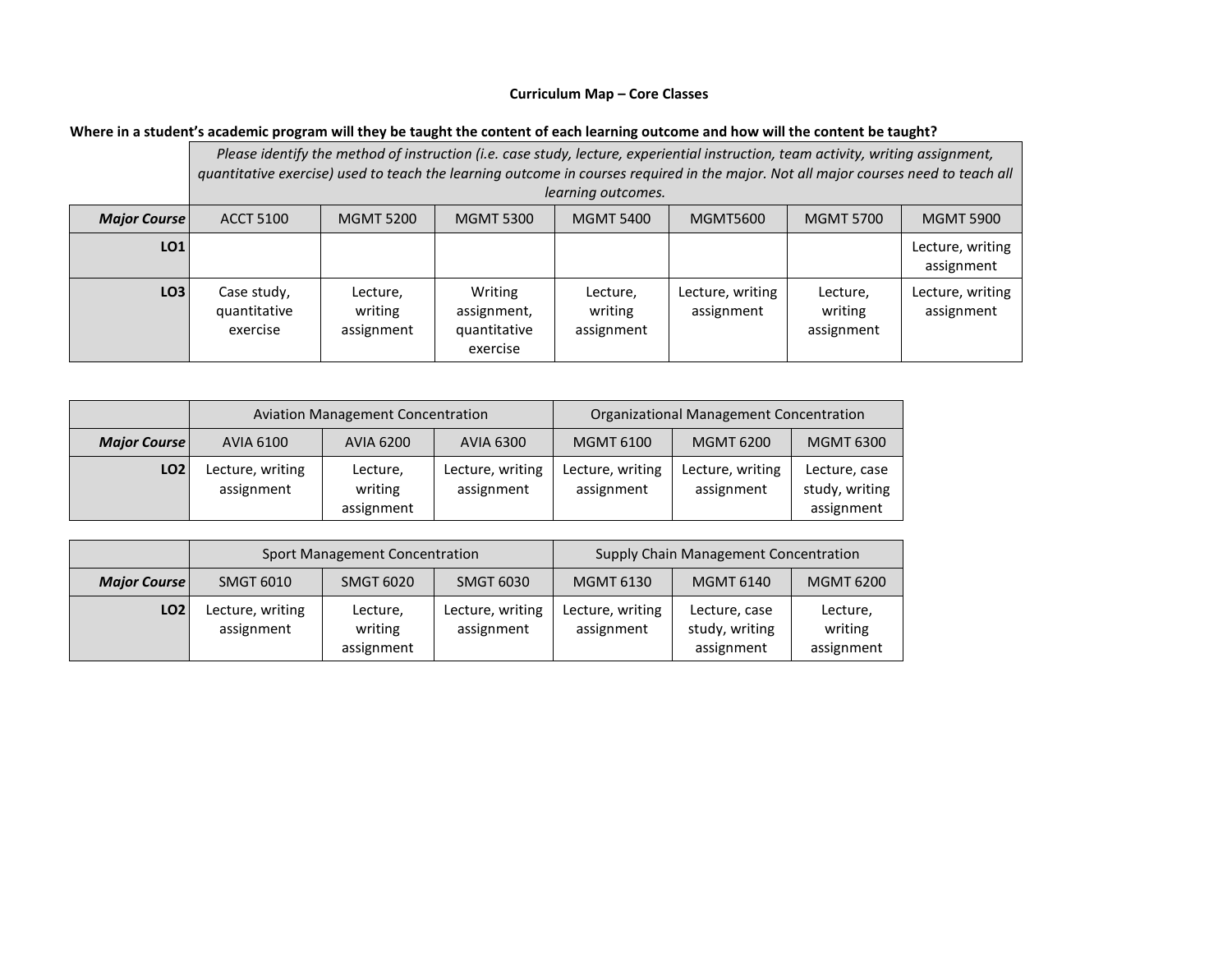**Curriculum Map – Core Classes**

**Where in a student's academic program will they be taught the content of each learning outcome and how will the content be taught?**

| | *Please identify the method of instruction (i.e. case study, lecture, experiential instruction, team activity, writing assignment, quantitative exercise) used to teach the learning outcome in courses required in the major. Not all major courses need to teach all learning outcomes.* | | | | | | |
|---|---|---|---|---|---|---|---|
| ***Major Course*** | ACCT 5100 | MGMT 5200 | MGMT 5300 | MGMT 5400 | MGMT5600 | MGMT 5700 | MGMT 5900 |
| **LO1** | | | | | | | Lecture, writing assignment |
| **LO3** | Case study, quantitative exercise | Lecture, writing assignment | Writing assignment, quantitative exercise | Lecture, writing assignment | Lecture, writing assignment | Lecture, writing assignment | Lecture, writing assignment |

| | Aviation Management Concentration | | | Organizational Management Concentration | | |
|---|---|---|---|---|---|---|
| ***Major Course*** | AVIA 6100 | AVIA 6200 | AVIA 6300 | MGMT 6100 | MGMT 6200 | MGMT 6300 |
| **LO2** | Lecture, writing assignment | Lecture, writing assignment | Lecture, writing assignment | Lecture, writing assignment | Lecture, writing assignment | Lecture, case study, writing assignment |

| | Sport Management Concentration | | | Supply Chain Management Concentration | | |
|---|---|---|---|---|---|---|
| ***Major Course*** | SMGT 6010 | SMGT 6020 | SMGT 6030 | MGMT 6130 | MGMT 6140 | MGMT 6200 |
| **LO2** | Lecture, writing assignment | Lecture, writing assignment | Lecture, writing assignment | Lecture, writing assignment | Lecture, case study, writing assignment | Lecture, writing assignment |